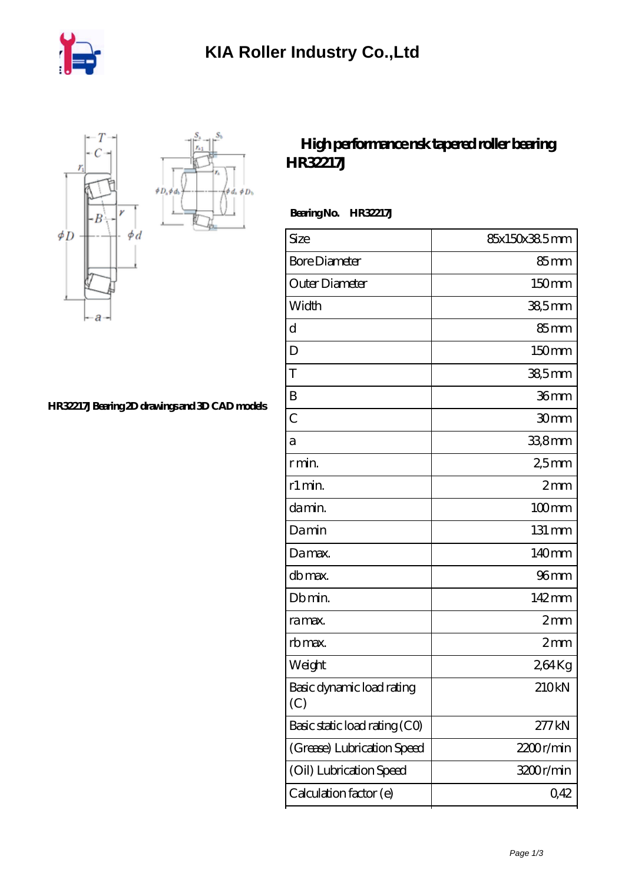KIA Roller Industry Co.,Ltd

# High performance nsk tapered roller bearing HR32217J

HR32217J Bearing 2D drawings and 3D CAD models

**Bearing No.** HR32217J

| Size | 85x150x38.5 mm |
|---|---|
| Bore Diameter | 85 mm |
| Outer Diameter | 150 mm |
| Width | 38,5 mm |
| d | 85 mm |
| D | 150 mm |
| T | 38,5 mm |
| B | 36 mm |
| C | 30 mm |
| a | 33,8 mm |
| r min. | 2,5 mm |
| r1 min. | 2 mm |
| da min. | 100 mm |
| Da min | 131 mm |
| Da max. | 140 mm |
| db max. | 96 mm |
| Db min. | 142 mm |
| ra max. | 2 mm |
| rb max. | 2 mm |
| Weight | 2,64 Kg |
| Basic dynamic load rating (C) | 210 kN |
| Basic static load rating (C0) | 277 kN |
| (Grease) Lubrication Speed | 2200 r/min |
| (Oil) Lubrication Speed | 3200 r/min |
| Calculation factor (e) | 0,42 |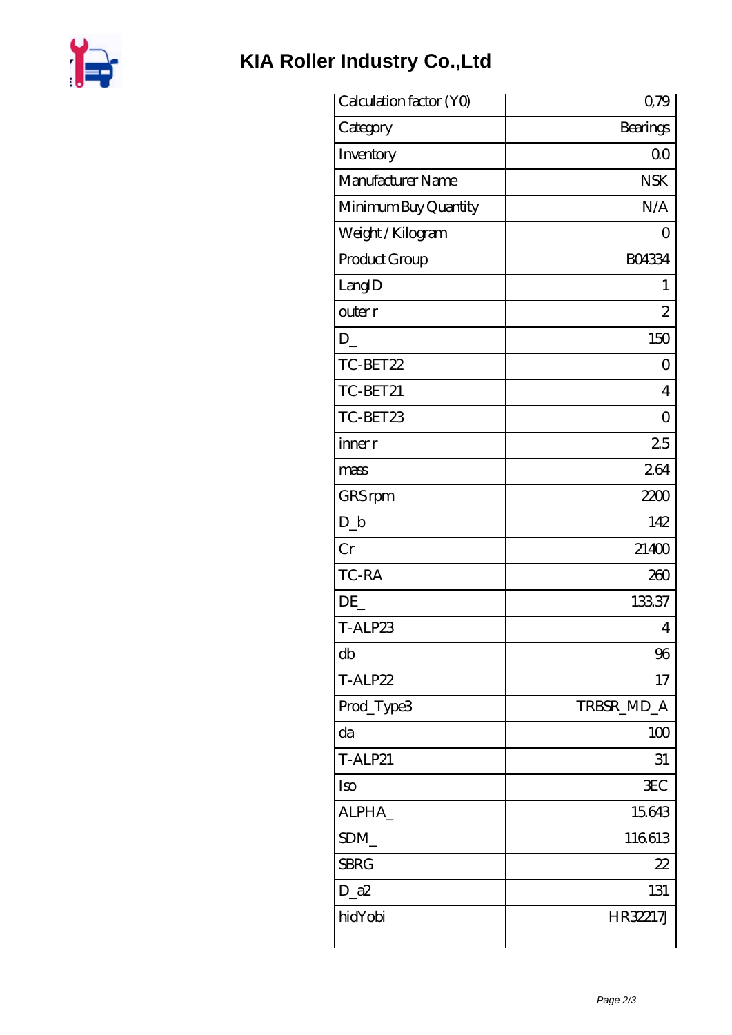# KIA Roller Industry Co.,Ltd

| Calculation factor (Y0) | 0,79 |
|---|---|
| Category | Bearings |
| Inventory | 0.0 |
| Manufacturer Name | NSK |
| Minimum Buy Quantity | N/A |
| Weight / Kilogram | 0 |
| Product Group | B04334 |
| LangID | 1 |
| outer r | 2 |
| D_ | 150 |
| TC-BET22 | 0 |
| TC-BET21 | 4 |
| TC-BET23 | 0 |
| inner r | 2.5 |
| mass | 2.64 |
| GRS rpm | 2200 |
| D_b | 142 |
| Cr | 21400 |
| TC-RA | 260 |
| DE_ | 133.37 |
| T-ALP23 | 4 |
| db | 96 |
| T-ALP22 | 17 |
| Prod_Type3 | TRBSR_MD_A |
| da | 100 |
| T-ALP21 | 31 |
| Iso | 3EC |
| ALPHA_ | 15.643 |
| SDM_ | 116.613 |
| SBRG | 22 |
| D_a2 | 131 |
| hidYobi | HR32217J |
| | |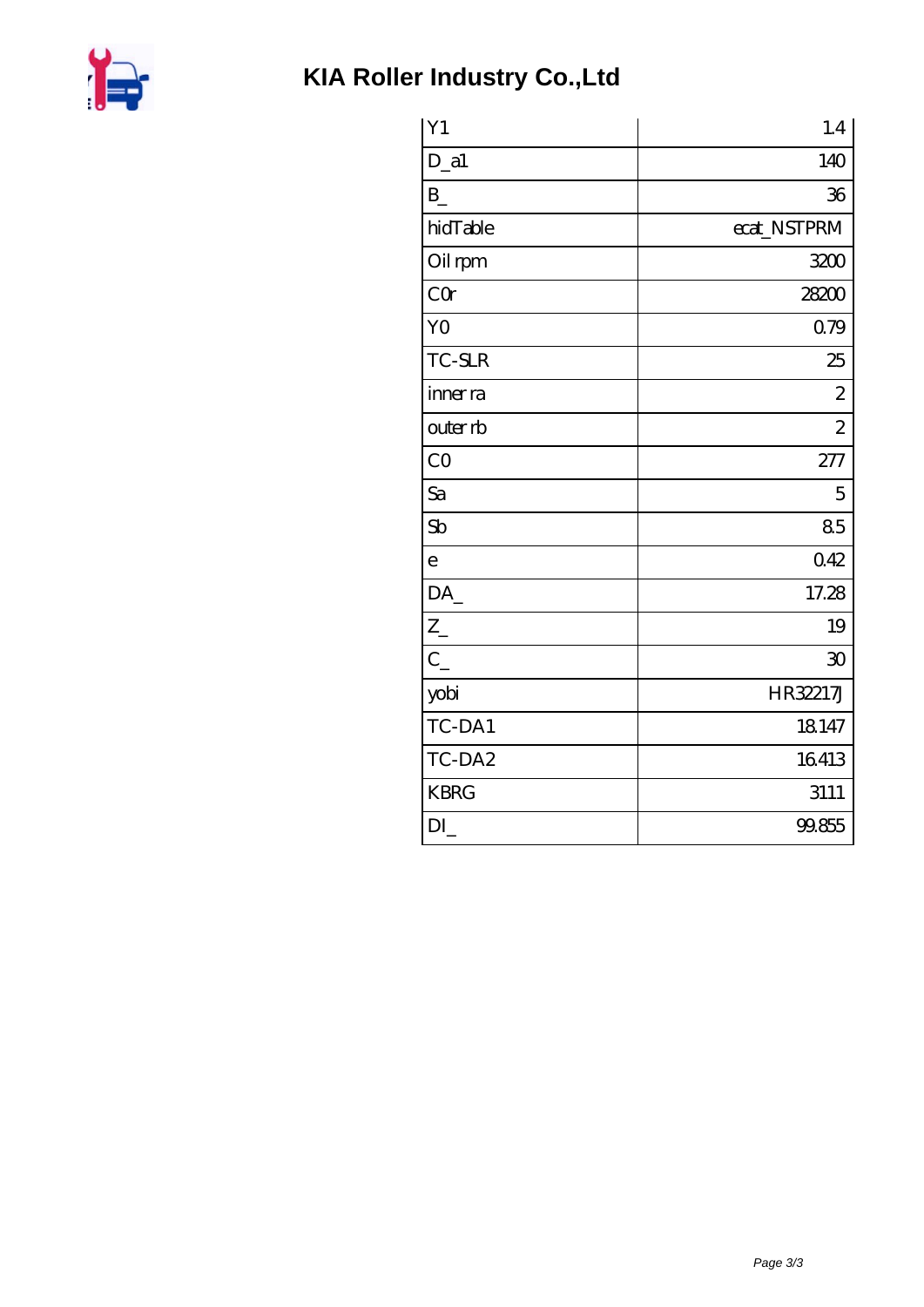# KIA Roller Industry Co.,Ltd

| | |
|---|---|
| Y1 | 1.4 |
| D_a1 | 140 |
| B_ | 36 |
| hidTable | ecat_NSTPRM |
| Oil rpm | 3200 |
| C0r | 28200 |
| Y0 | 0.79 |
| TC-SLR | 25 |
| inner ra | 2 |
| outer rb | 2 |
| C0 | 277 |
| Sa | 5 |
| Sb | 8.5 |
| e | 0.42 |
| DA_ | 17.28 |
| Z_ | 19 |
| C_ | 30 |
| yobi | HR32217J |
| TC-DA1 | 18.147 |
| TC-DA2 | 16.413 |
| KBRG | 3111 |
| DI_ | 99.855 |